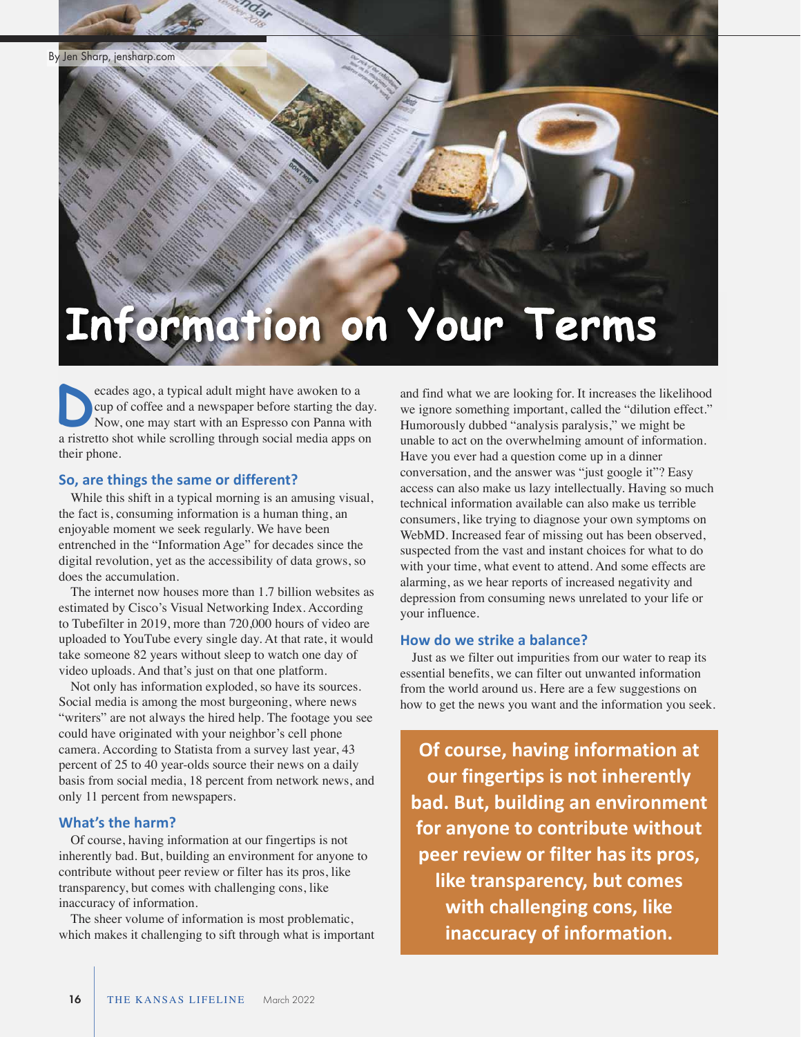By Jen Sharp, jensharp.com

# Information on Your Terms

Decades ago, a typical adult might have awoken to a cup of coffee and a newspaper before starting the day. Now, one may start with an Espresso con Panna with a ristretto shot while scrolling through social media apps on their phone.

## So, are things the same or different?

While this shift in a typical morning is an amusing visual, the fact is, consuming information is a human thing, an enjoyable moment we seek regularly. We have been entrenched in the "Information Age" for decades since the digital revolution, yet as the accessibility of data grows, so does the accumulation.

The internet now houses more than 1.7 billion websites as estimated by Cisco's Visual Networking Index. According to Tubefilter in 2019, more than 720,000 hours of video are uploaded to YouTube every single day. At that rate, it would take someone 82 years without sleep to watch one day of video uploads. And that's just on that one platform.

Not only has information exploded, so have its sources. Social media is among the most burgeoning, where news "writers" are not always the hired help. The footage you see could have originated with your neighbor's cell phone camera. According to Statista from a survey last year, 43 percent of 25 to 40 year-olds source their news on a daily basis from social media, 18 percent from network news, and only 11 percent from newspapers.

## What's the harm?

Of course, having information at our fingertips is not inherently bad. But, building an environment for anyone to contribute without peer review or filter has its pros, like transparency, but comes with challenging cons, like inaccuracy of information.

The sheer volume of information is most problematic, which makes it challenging to sift through what is important and find what we are looking for. It increases the likelihood we ignore something important, called the "dilution effect." Humorously dubbed "analysis paralysis," we might be unable to act on the overwhelming amount of information. Have you ever had a question come up in a dinner conversation, and the answer was "just google it"? Easy access can also make us lazy intellectually. Having so much technical information available can also make us terrible consumers, like trying to diagnose your own symptoms on WebMD. Increased fear of missing out has been observed, suspected from the vast and instant choices for what to do with your time, what event to attend. And some effects are alarming, as we hear reports of increased negativity and depression from consuming news unrelated to your life or your influence.

## How do we strike a balance?

Just as we filter out impurities from our water to reap its essential benefits, we can filter out unwanted information from the world around us. Here are a few suggestions on how to get the news you want and the information you seek.

> **Of course, having information at our fingertips is not inherently bad. But, building an environment for anyone to contribute without peer review or filter has its pros, like transparency, but comes with challenging cons, like inaccuracy of information.**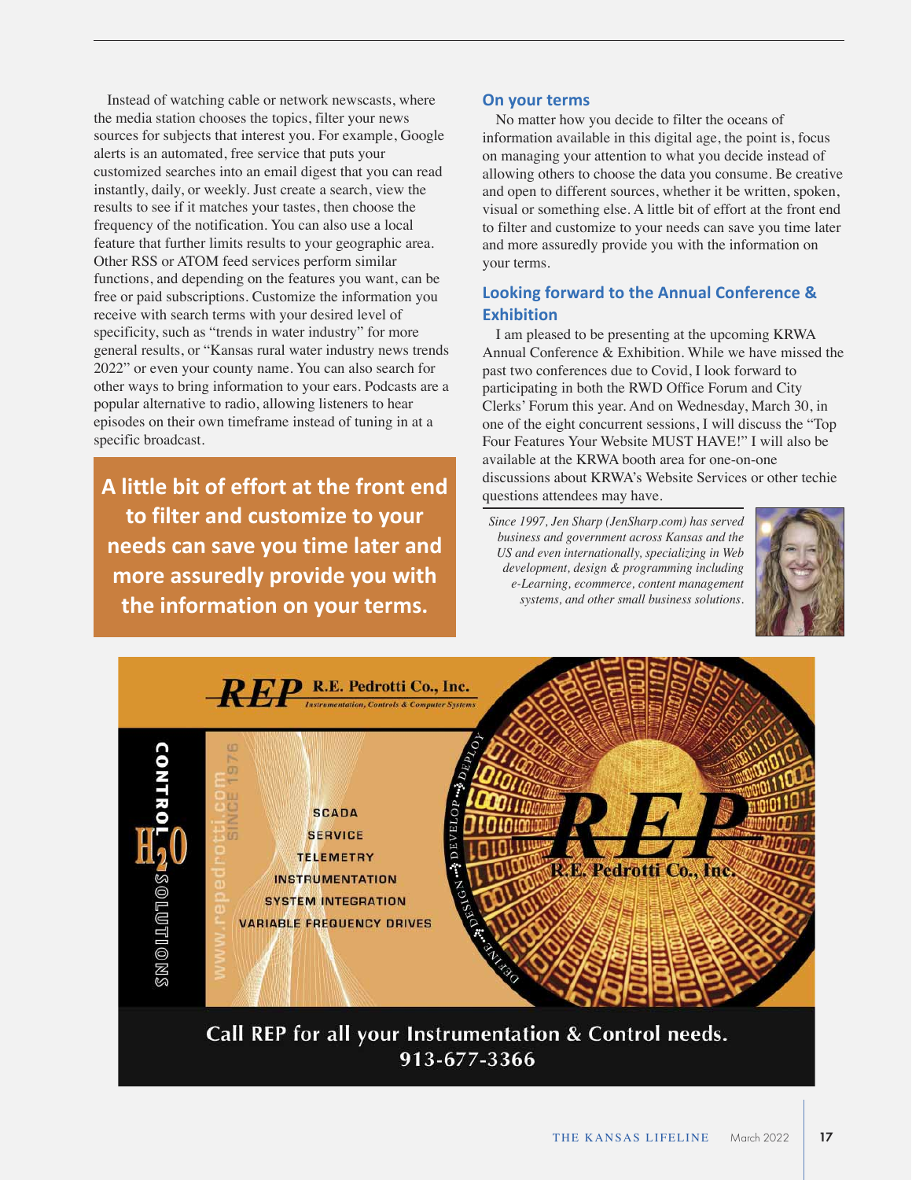Instead of watching cable or network newscasts, where the media station chooses the topics, filter your news sources for subjects that interest you. For example, Google alerts is an automated, free service that puts your customized searches into an email digest that you can read instantly, daily, or weekly. Just create a search, view the results to see if it matches your tastes, then choose the frequency of the notification. You can also use a local feature that further limits results to your geographic area. Other RSS or ATOM feed services perform similar functions, and depending on the features you want, can be free or paid subscriptions. Customize the information you receive with search terms with your desired level of specificity, such as "trends in water industry" for more general results, or "Kansas rural water industry news trends 2022" or even your county name. You can also search for other ways to bring information to your ears. Podcasts are a popular alternative to radio, allowing listeners to hear episodes on their own timeframe instead of tuning in at a specific broadcast.

**A little bit of effort at the front end to filter and customize to your needs can save you time later and more assuredly provide you with the information on your terms.**

## On your terms

No matter how you decide to filter the oceans of information available in this digital age, the point is, focus on managing your attention to what you decide instead of allowing others to choose the data you consume. Be creative and open to different sources, whether it be written, spoken, visual or something else. A little bit of effort at the front end to filter and customize to your needs can save you time later and more assuredly provide you with the information on your terms.

## Looking forward to the Annual Conference & Exhibition

I am pleased to be presenting at the upcoming KRWA Annual Conference & Exhibition. While we have missed the past two conferences due to Covid, I look forward to participating in both the RWD Office Forum and City Clerks' Forum this year. And on Wednesday, March 30, in one of the eight concurrent sessions, I will discuss the "Top Four Features Your Website MUST HAVE!" I will also be available at the KRWA booth area for one-on-one discussions about KRWA's Website Services or other techie questions attendees may have.

*Since 1997, Jen Sharp (JenSharp.com) has served business and government across Kansas and the US and even internationally, specializing in Web development, design & programming including e-Learning, ecommerce, content management systems, and other small business solutions.*

REP R.E. Pedrotti Co., Inc.
Instrumentation, Controls & Computer Systems

CONTROL $H_2O$ SOLUTIONS

www.repedrotti.com SINCE 1976

SCADA
SERVICE
TELEMETRY
INSTRUMENTATION
SYSTEM INTEGRATION
VARIABLE FREQUENCY DRIVES

DEFINE · DESIGN · DEVELOP · DEPLOY

REP R.E. Pedrotti Co., Inc.

Call REP for all your Instrumentation & Control needs.
913-677-3366